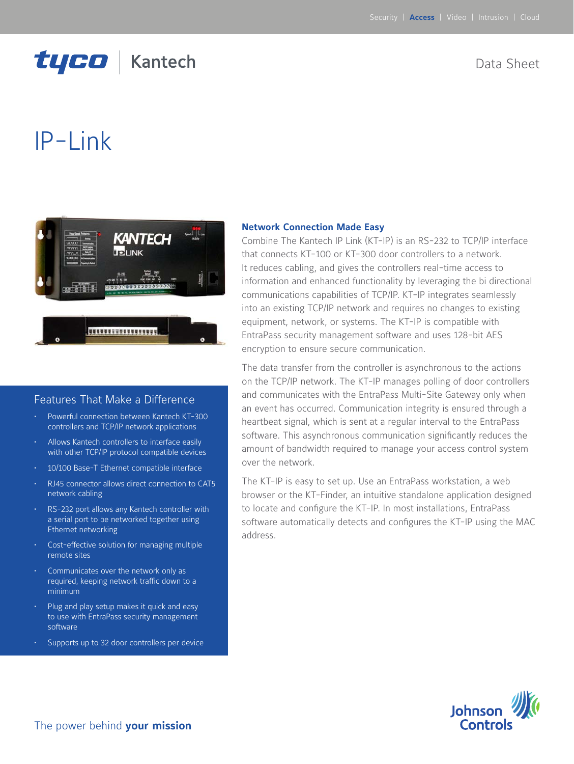Security | **Access** | Video | Intrusion | Cloud

tyco | Kantech

Data Sheet

# IP-Link

## Features That Make a Difference

- Powerful connection between Kantech KT-300 controllers and TCP/IP network applications
- Allows Kantech controllers to interface easily with other TCP/IP protocol compatible devices
- 10/100 Base-T Ethernet compatible interface
- RJ45 connector allows direct connection to CAT5 network cabling
- RS-232 port allows any Kantech controller with a serial port to be networked together using Ethernet networking
- Cost-effective solution for managing multiple remote sites
- Communicates over the network only as required, keeping network traffic down to a minimum
- Plug and play setup makes it quick and easy to use with EntraPass security management software
- Supports up to 32 door controllers per device

## Network Connection Made Easy

Combine The Kantech IP Link (KT-IP) is an RS-232 to TCP/IP interface that connects KT-100 or KT-300 door controllers to a network. It reduces cabling, and gives the controllers real-time access to information and enhanced functionality by leveraging the bi directional communications capabilities of TCP/IP. KT-IP integrates seamlessly into an existing TCP/IP network and requires no changes to existing equipment, network, or systems. The KT-IP is compatible with EntraPass security management software and uses 128-bit AES encryption to ensure secure communication.

The data transfer from the controller is asynchronous to the actions on the TCP/IP network. The KT-IP manages polling of door controllers and communicates with the EntraPass Multi-Site Gateway only when an event has occurred. Communication integrity is ensured through a heartbeat signal, which is sent at a regular interval to the EntraPass software. This asynchronous communication significantly reduces the amount of bandwidth required to manage your access control system over the network.

The KT-IP is easy to set up. Use an EntraPass workstation, a web browser or the KT-Finder, an intuitive standalone application designed to locate and configure the KT-IP. In most installations, EntraPass software automatically detects and configures the KT-IP using the MAC address.

The power behind **your mission**

Johnson Controls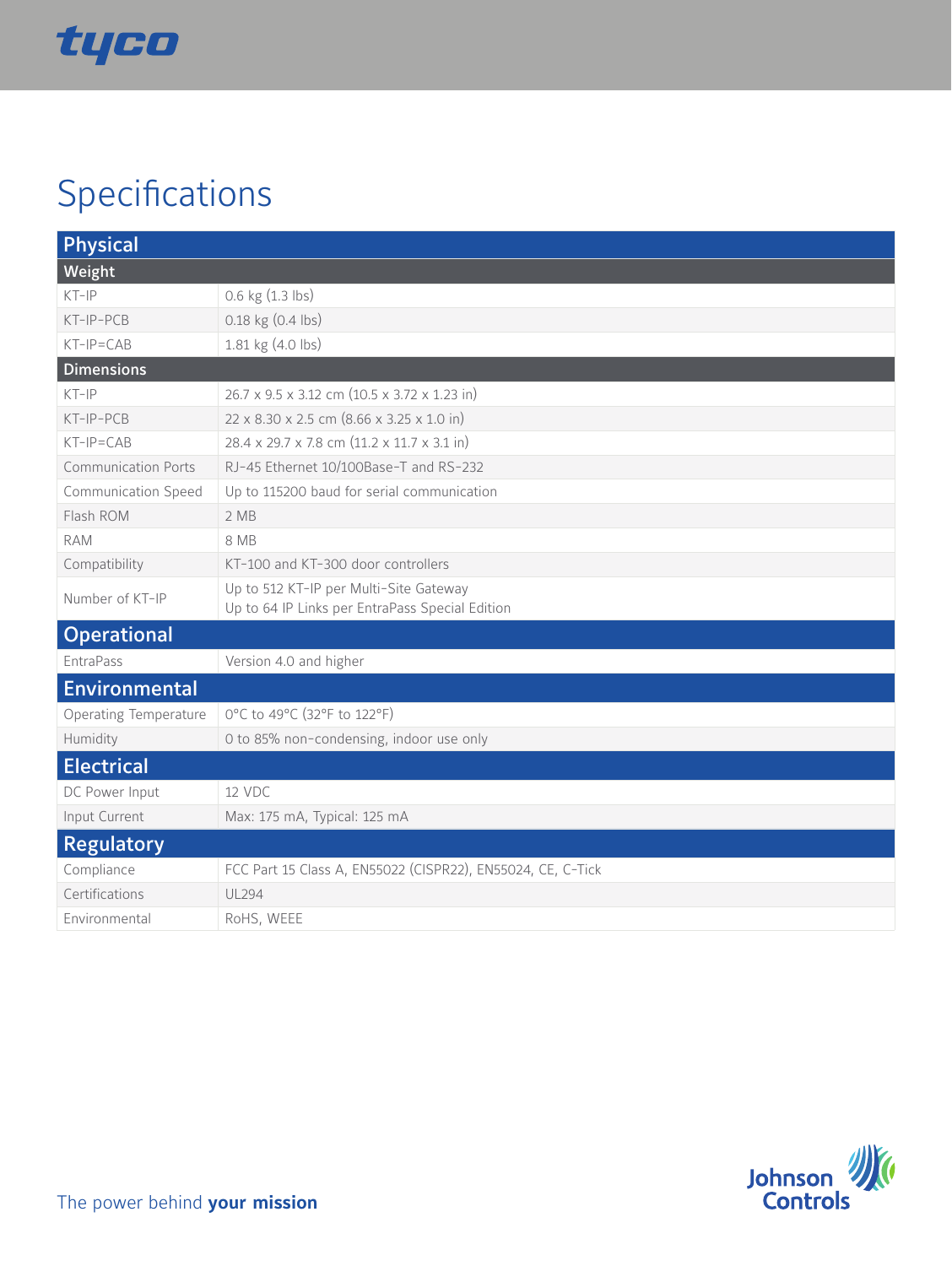# Specifications

| Physical | |
|---|---|
| **Weight** | |
| KT-IP | 0.6 kg (1.3 lbs) |
| KT-IP-PCB | 0.18 kg (0.4 lbs) |
| KT-IP=CAB | 1.81 kg (4.0 lbs) |
| **Dimensions** | |
| KT-IP | 26.7 x 9.5 x 3.12 cm (10.5 x 3.72 x 1.23 in) |
| KT-IP-PCB | 22 x 8.30 x 2.5 cm (8.66 x 3.25 x 1.0 in) |
| KT-IP=CAB | 28.4 x 29.7 x 7.8 cm (11.2 x 11.7 x 3.1 in) |
| Communication Ports | RJ-45 Ethernet 10/100Base-T and RS-232 |
| Communication Speed | Up to 115200 baud for serial communication |
| Flash ROM | 2 MB |
| RAM | 8 MB |
| Compatibility | KT-100 and KT-300 door controllers |
| Number of KT-IP | Up to 512 KT-IP per Multi-Site Gateway<br>Up to 64 IP Links per EntraPass Special Edition |
| **Operational** | |
| EntraPass | Version 4.0 and higher |
| **Environmental** | |
| Operating Temperature | 0°C to 49°C (32°F to 122°F) |
| Humidity | 0 to 85% non-condensing, indoor use only |
| **Electrical** | |
| DC Power Input | 12 VDC |
| Input Current | Max: 175 mA, Typical: 125 mA |
| **Regulatory** | |
| Compliance | FCC Part 15 Class A, EN55022 (CISPR22), EN55024, CE, C-Tick |
| Certifications | UL294 |
| Environmental | RoHS, WEEE |

The power behind **your mission**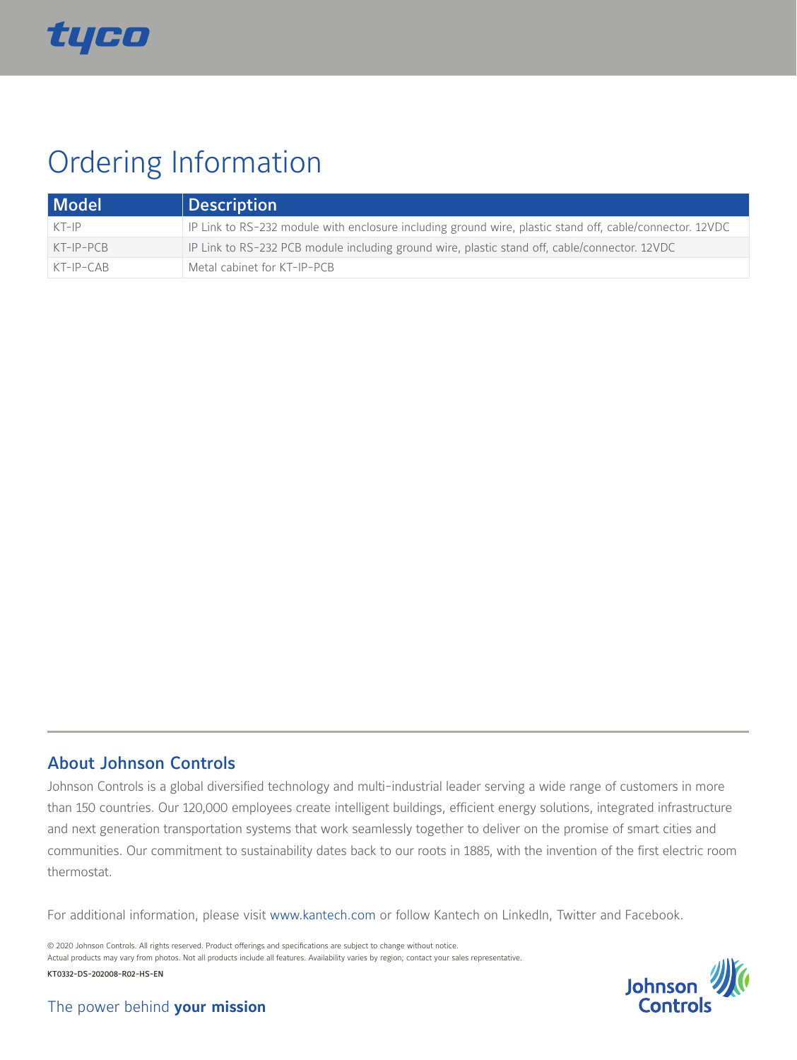# Ordering Information

| Model | Description |
|---|---|
| KT-IP | IP Link to RS-232 module with enclosure including ground wire, plastic stand off, cable/connector. 12VDC |
| KT-IP-PCB | IP Link to RS-232 PCB module including ground wire, plastic stand off, cable/connector. 12VDC |
| KT-IP-CAB | Metal cabinet for KT-IP-PCB |

## About Johnson Controls

Johnson Controls is a global diversified technology and multi-industrial leader serving a wide range of customers in more than 150 countries. Our 120,000 employees create intelligent buildings, efficient energy solutions, integrated infrastructure and next generation transportation systems that work seamlessly together to deliver on the promise of smart cities and communities. Our commitment to sustainability dates back to our roots in 1885, with the invention of the first electric room thermostat.

For additional information, please visit www.kantech.com or follow Kantech on LinkedIn, Twitter and Facebook.

© 2020 Johnson Controls. All rights reserved. Product offerings and specifications are subject to change without notice.
Actual products may vary from photos. Not all products include all features. Availability varies by region; contact your sales representative.

KT0332-DS-202008-R02-HS-EN

The power behind **your mission**